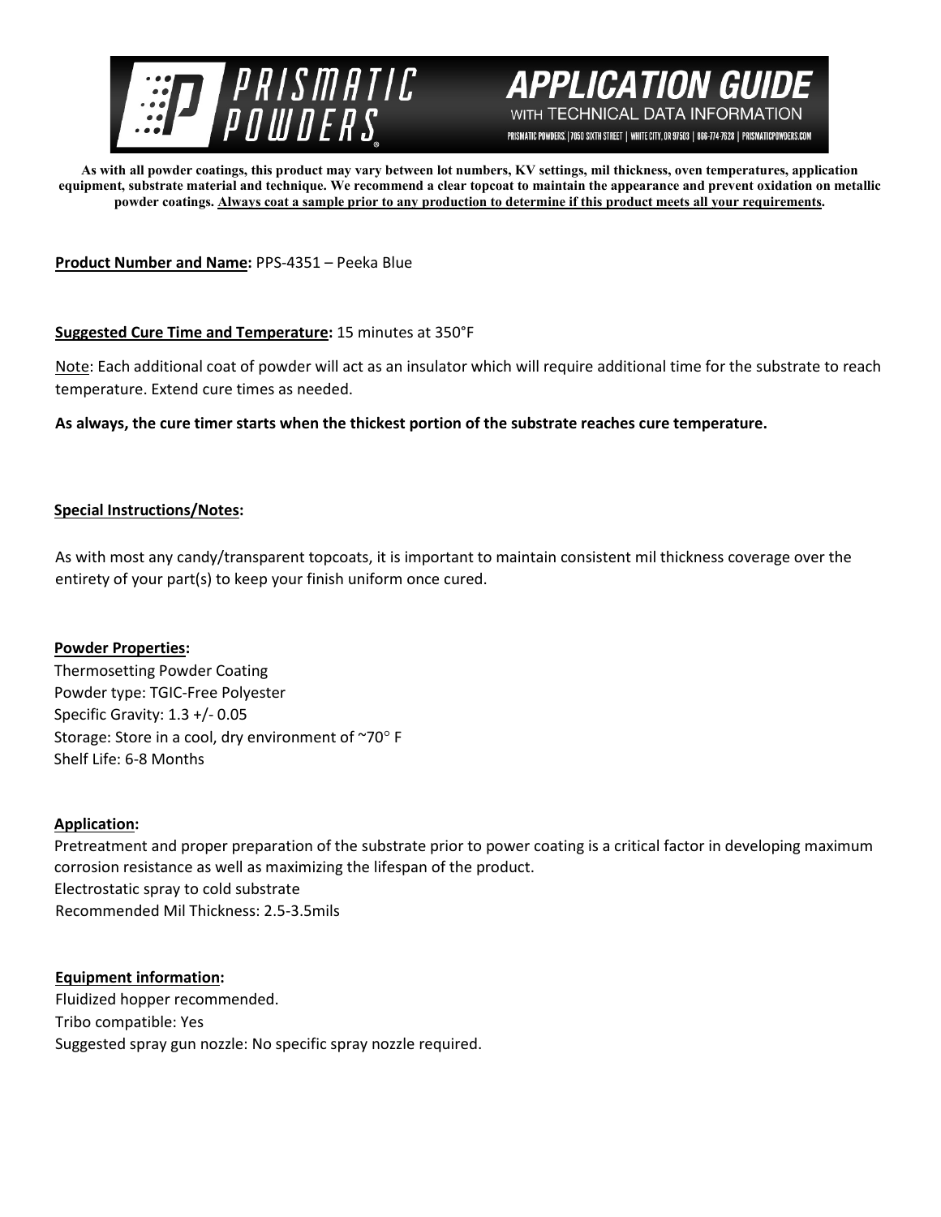# PRISMATIC POWDERS

## APPLICATION GUIDE
WITH TECHNICAL DATA INFORMATION

PRISMATIC POWDERS. | 7050 SIXTH STREET | WHITE CITY, OR 97503 | 866-774-7628 | PRISMATICPOWDERS.COM

**As with all powder coatings, this product may vary between lot numbers, KV settings, mil thickness, oven temperatures, application equipment, substrate material and technique. We recommend a clear topcoat to maintain the appearance and prevent oxidation on metallic powder coatings. Always coat a sample prior to any production to determine if this product meets all your requirements.**

**Product Number and Name:** PPS-4351 – Peeka Blue

**Suggested Cure Time and Temperature:** 15 minutes at 350°F

Note: Each additional coat of powder will act as an insulator which will require additional time for the substrate to reach temperature. Extend cure times as needed.

**As always, the cure timer starts when the thickest portion of the substrate reaches cure temperature.**

**Special Instructions/Notes:**

As with most any candy/transparent topcoats, it is important to maintain consistent mil thickness coverage over the entirety of your part(s) to keep your finish uniform once cured.

**Powder Properties:**

Thermosetting Powder Coating
Powder type: TGIC-Free Polyester
Specific Gravity: 1.3 +/- 0.05
Storage: Store in a cool, dry environment of ~70° F
Shelf Life: 6-8 Months

**Application:**

Pretreatment and proper preparation of the substrate prior to power coating is a critical factor in developing maximum corrosion resistance as well as maximizing the lifespan of the product.
Electrostatic spray to cold substrate
Recommended Mil Thickness: 2.5-3.5mils

**Equipment information:**

Fluidized hopper recommended.
Tribo compatible: Yes
Suggested spray gun nozzle: No specific spray nozzle required.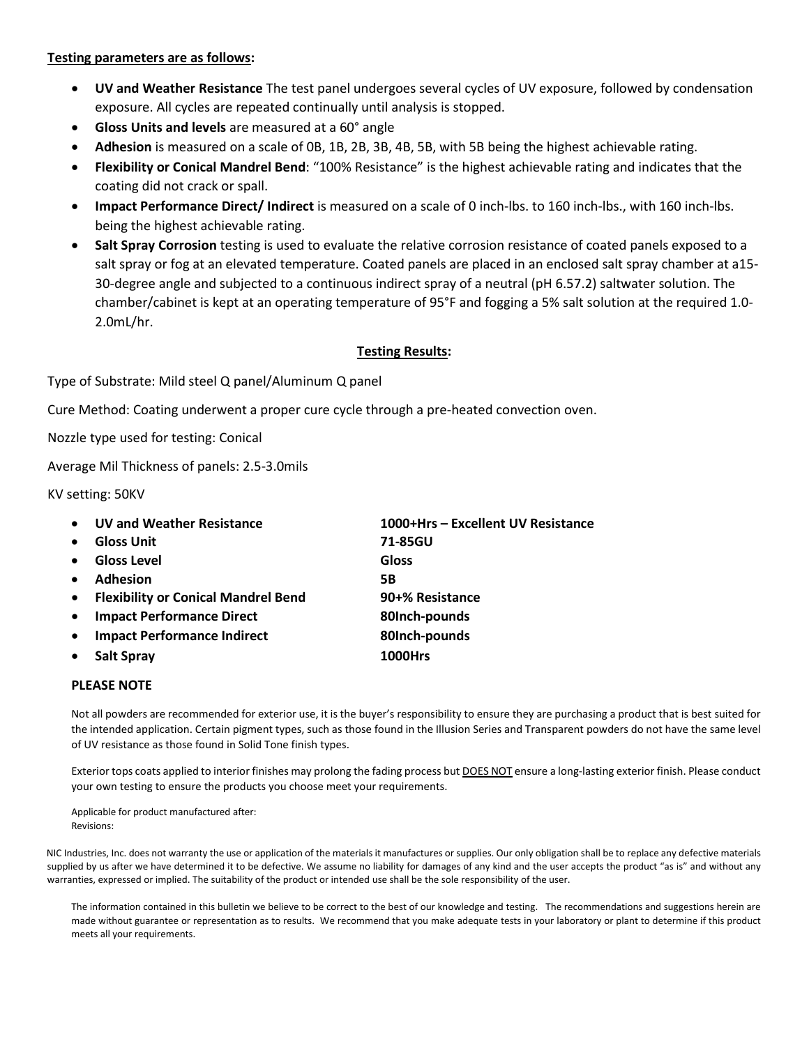**Testing parameters are as follows:**

- **UV and Weather Resistance** The test panel undergoes several cycles of UV exposure, followed by condensation exposure. All cycles are repeated continually until analysis is stopped.
- **Gloss Units and levels** are measured at a 60° angle
- **Adhesion** is measured on a scale of 0B, 1B, 2B, 3B, 4B, 5B, with 5B being the highest achievable rating.
- **Flexibility or Conical Mandrel Bend**: "100% Resistance" is the highest achievable rating and indicates that the coating did not crack or spall.
- **Impact Performance Direct/ Indirect** is measured on a scale of 0 inch-lbs. to 160 inch-lbs., with 160 inch-lbs. being the highest achievable rating.
- **Salt Spray Corrosion** testing is used to evaluate the relative corrosion resistance of coated panels exposed to a salt spray or fog at an elevated temperature. Coated panels are placed in an enclosed salt spray chamber at a15-30-degree angle and subjected to a continuous indirect spray of a neutral (pH 6.57.2) saltwater solution. The chamber/cabinet is kept at an operating temperature of 95°F and fogging a 5% salt solution at the required 1.0-2.0mL/hr.

**Testing Results:**

Type of Substrate: Mild steel Q panel/Aluminum Q panel

Cure Method: Coating underwent a proper cure cycle through a pre-heated convection oven.

Nozzle type used for testing: Conical

Average Mil Thickness of panels: 2.5-3.0mils

KV setting: 50KV

| | |
|---|---|
| **UV and Weather Resistance** | **1000+Hrs – Excellent UV Resistance** |
| **Gloss Unit** | **71-85GU** |
| **Gloss Level** | **Gloss** |
| **Adhesion** | **5B** |
| **Flexibility or Conical Mandrel Bend** | **90+% Resistance** |
| **Impact Performance Direct** | **80Inch-pounds** |
| **Impact Performance Indirect** | **80Inch-pounds** |
| **Salt Spray** | **1000Hrs** |

**PLEASE NOTE**

Not all powders are recommended for exterior use, it is the buyer's responsibility to ensure they are purchasing a product that is best suited for the intended application. Certain pigment types, such as those found in the Illusion Series and Transparent powders do not have the same level of UV resistance as those found in Solid Tone finish types.

Exterior tops coats applied to interior finishes may prolong the fading process but DOES NOT ensure a long-lasting exterior finish. Please conduct your own testing to ensure the products you choose meet your requirements.

Applicable for product manufactured after:
Revisions:

NIC Industries, Inc. does not warranty the use or application of the materials it manufactures or supplies. Our only obligation shall be to replace any defective materials supplied by us after we have determined it to be defective. We assume no liability for damages of any kind and the user accepts the product "as is" and without any warranties, expressed or implied. The suitability of the product or intended use shall be the sole responsibility of the user.

The information contained in this bulletin we believe to be correct to the best of our knowledge and testing. The recommendations and suggestions herein are made without guarantee or representation as to results. We recommend that you make adequate tests in your laboratory or plant to determine if this product meets all your requirements.